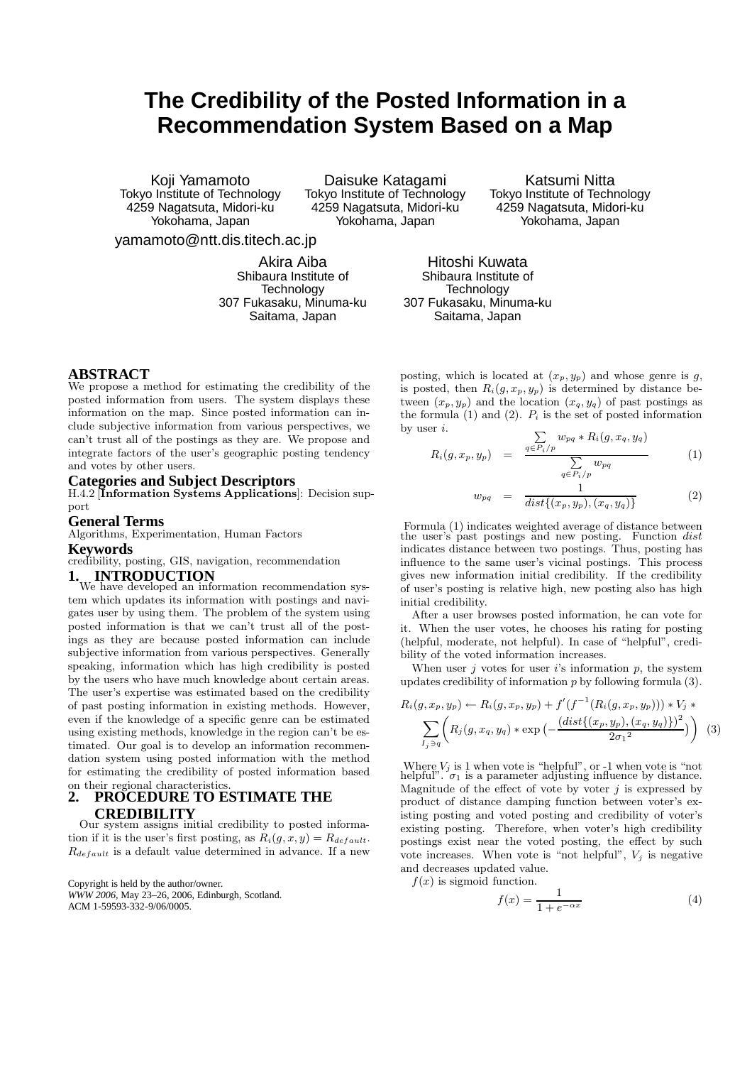# The Credibility of the Posted Information in a Recommendation System Based on a Map

Koji Yamamoto
Tokyo Institute of Technology
4259 Nagatsuta, Midori-ku
Yokohama, Japan
yamamoto@ntt.dis.titech.ac.jp

Daisuke Katagami
Tokyo Institute of Technology
4259 Nagatsuta, Midori-ku
Yokohama, Japan

Katsumi Nitta
Tokyo Institute of Technology
4259 Nagatsuta, Midori-ku
Yokohama, Japan

Akira Aiba
Shibaura Institute of Technology
307 Fukasaku, Minuma-ku
Saitama, Japan

Hitoshi Kuwata
Shibaura Institute of Technology
307 Fukasaku, Minuma-ku
Saitama, Japan

## ABSTRACT

We propose a method for estimating the credibility of the posted information from users. The system displays these information on the map. Since posted information can include subjective information from various perspectives, we can't trust all of the postings as they are. We propose and integrate factors of the user's geographic posting tendency and votes by other users.

## Categories and Subject Descriptors

H.4.2 [**Information Systems Applications**]: Decision support

## General Terms

Algorithms, Experimentation, Human Factors

## Keywords

credibility, posting, GIS, navigation, recommendation

## 1. INTRODUCTION

We have developed an information recommendation system which updates its information with postings and navigates user by using them. The problem of the system using posted information is that we can't trust all of the postings as they are because posted information can include subjective information from various perspectives. Generally speaking, information which has high credibility is posted by the users who have much knowledge about certain areas. The user's expertise was estimated based on the credibility of past posting information in existing methods. However, even if the knowledge of a specific genre can be estimated using existing methods, knowledge in the region can't be estimated. Our goal is to develop an information recommendation system using posted information with the method for estimating the credibility of posted information based on their regional characteristics.

## 2. PROCEDURE TO ESTIMATE THE CREDIBILITY

Our system assigns initial credibility to posted information if it is the user's first posting, as $R_i(g, x, y) = R_{default}$. $R_{default}$ is a default value determined in advance. If a new posting, which is located at $(x_p, y_p)$ and whose genre is $g$, is posted, then $R_i(g, x_p, y_p)$ is determined by distance between $(x_p, y_p)$ and the location $(x_q, y_q)$ of past postings as the formula (1) and (2). $P_i$ is the set of posted information by user $i$.

$$R_i(g, x_p, y_p) = \frac{\sum_{q \in P_i/p} w_{pq} * R_i(g, x_q, y_q)}{\sum_{q \in P_i/p} w_{pq}} \quad (1)$$

$$w_{pq} = \frac{1}{dist\{(x_p, y_p), (x_q, y_q)\}} \quad (2)$$

Formula (1) indicates weighted average of distance between the user's past postings and new posting. Function $dist$ indicates distance between two postings. Thus, posting has influence to the same user's vicinal postings. This process gives new information initial credibility. If the credibility of user's posting is relative high, new posting also has high initial credibility.

After a user browses posted information, he can vote for it. When the user votes, he chooses his rating for posting (helpful, moderate, not helpful). In case of "helpful", credibility of the voted information increases.

When user $j$ votes for user $i$'s information $p$, the system updates credibility of information $p$ by following formula (3).

$$R_i(g, x_p, y_p) \leftarrow R_i(g, x_p, y_p) + f'(f^{-1}(R_i(g, x_p, y_p))) * V_j * \sum_{I_j \ni q} \left( R_j(g, x_q, y_q) * \exp\left(-\frac{(dist\{(x_p, y_p), (x_q, y_q)\})^2}{2\sigma_1{}^2}\right) \right) \quad (3)$$

Where $V_j$ is 1 when vote is "helpful", or -1 when vote is "not helpful". $\sigma_1$ is a parameter adjusting influence by distance. Magnitude of the effect of vote by voter $j$ is expressed by product of distance damping function between voter's existing posting and voted posting and credibility of voter's existing posting. Therefore, when voter's high credibility postings exist near the voted posting, the effect by such vote increases. When vote is "not helpful", $V_j$ is negative and decreases updated value.

$f(x)$ is sigmoid function.

$$f(x) = \frac{1}{1 + e^{-\alpha x}} \quad (4)$$

Copyright is held by the author/owner.
*WWW 2006*, May 23–26, 2006, Edinburgh, Scotland.
ACM 1-59593-332-9/06/0005.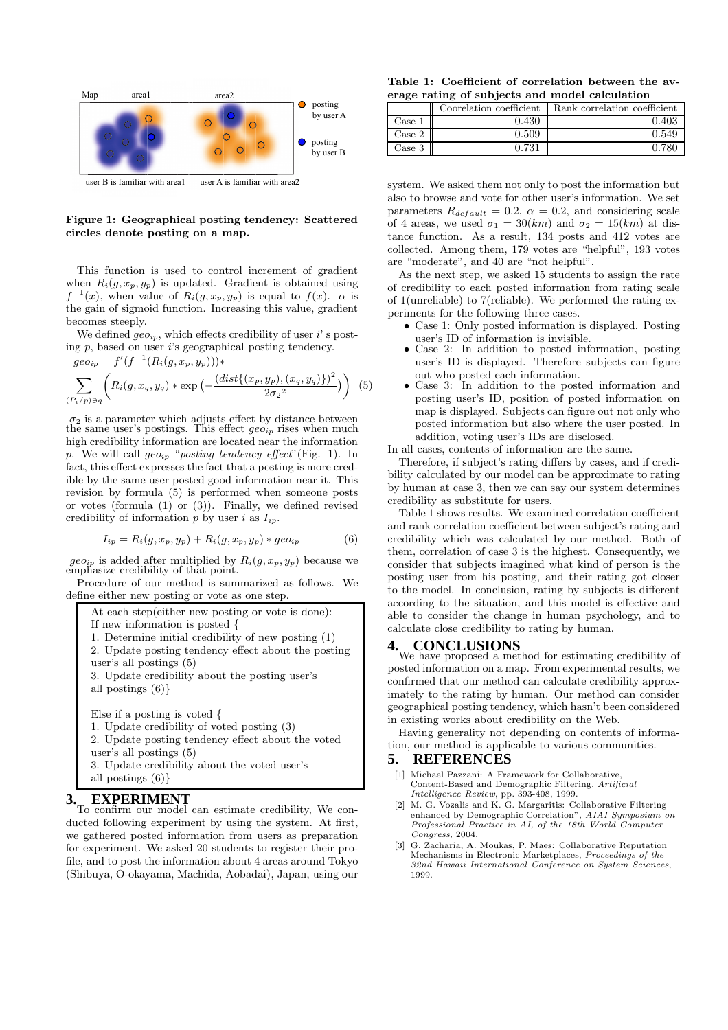Map area1 area2

posting by user A

posting by user B

user B is familiar with area1 user A is familiar with area2

**Figure 1: Geographical posting tendency: Scattered circles denote posting on a map.**

This function is used to control increment of gradient when $R_i(g, x_p, y_p)$ is updated. Gradient is obtained using $f^{-1}(x)$, when value of $R_i(g, x_p, y_p)$ is equal to $f(x)$. $\alpha$ is the gain of sigmoid function. Increasing this value, gradient becomes steeply.

We defined $geo_{ip}$, which effects credibility of user $i$' s posting $p$, based on user $i$'s geographical posting tendency.

$$geo_{ip} = f'(f^{-1}(R_i(g, x_p, y_p)))* \sum_{(P_i/p)\ni q} \left( R_i(g, x_q, y_q) * \exp\left(-\frac{(dist\{(x_p, y_p), (x_q, y_q)\})^2}{2{\sigma_2}^2}\right) \right) \quad (5)$$

$\sigma_2$ is a parameter which adjusts effect by distance between the same user's postings. This effect $geo_{ip}$ rises when much high credibility information are located near the information $p$. We will call $geo_{ip}$ "*posting tendency effect*"(Fig. 1). In fact, this effect expresses the fact that a posting is more credible by the same user posted good information near it. This revision by formula (5) is performed when someone posts or votes (formula (1) or (3)). Finally, we defined revised credibility of information $p$ by user $i$ as $I_{ip}$.

$$I_{ip} = R_i(g, x_p, y_p) + R_i(g, x_p, y_p) * geo_{ip} \quad (6)$$

$geo_{ip}$ is added after multiplied by $R_i(g, x_p, y_p)$ because we emphasize credibility of that point.

Procedure of our method is summarized as follows. We define either new posting or vote as one step.

> At each step(either new posting or vote is done):
> If new information is posted {
> 1. Determine initial credibility of new posting (1)
> 2. Update posting tendency effect about the posting user's all postings (5)
> 3. Update credibility about the posting user's all postings (6)}
>
> Else if a posting is voted {
> 1. Update credibility of voted posting (3)
> 2. Update posting tendency effect about the voted user's all postings (5)
> 3. Update credibility about the voted user's all postings (6)}

## 3. EXPERIMENT

To confirm our model can estimate credibility, We conducted following experiment by using the system. At first, we gathered posted information from users as preparation for experiment. We asked 20 students to register their profile, and to post the information about 4 areas around Tokyo (Shibuya, O-okayama, Machida, Aobadai), Japan, using our system. We asked them not only to post the information but also to browse and vote for other user's information. We set parameters $R_{default} = 0.2$, $\alpha = 0.2$, and considering scale of 4 areas, we used $\sigma_1 = 30(km)$ and $\sigma_2 = 15(km)$ at distance function. As a result, 134 posts and 412 votes are collected. Among them, 179 votes are "helpful", 193 votes are "moderate", and 40 are "not helpful".

As the next step, we asked 15 students to assign the rate of credibility to each posted information from rating scale of 1(unreliable) to 7(reliable). We performed the rating experiments for the following three cases.

- Case 1: Only posted information is displayed. Posting user's ID of information is invisible.
- Case 2: In addition to posted information, posting user's ID is displayed. Therefore subjects can figure out who posted each information.
- Case 3: In addition to the posted information and posting user's ID, position of posted information on map is displayed. Subjects can figure out not only who posted information but also where the user posted. In addition, voting user's IDs are disclosed.

In all cases, contents of information are the same.

Therefore, if subject's rating differs by cases, and if credibility calculated by our model can be approximate to rating by human at case 3, then we can say our system determines credibility as substitute for users.

**Table 1: Coefficient of correlation between the average rating of subjects and model calculation**

| | Coorelation coefficient | Rank correlation coefficient |
|---|---|---|
| Case 1 | 0.430 | 0.403 |
| Case 2 | 0.509 | 0.549 |
| Case 3 | 0.731 | 0.780 |

Table 1 shows results. We examined correlation coefficient and rank correlation coefficient between subject's rating and credibility which was calculated by our method. Both of them, correlation of case 3 is the highest. Consequently, we consider that subjects imagined what kind of person is the posting user from his posting, and their rating got closer to the model. In conclusion, rating by subjects is different according to the situation, and this model is effective and able to consider the change in human psychology, and to calculate close credibility to rating by human.

## 4. CONCLUSIONS

We have proposed a method for estimating credibility of posted information on a map. From experimental results, we confirmed that our method can calculate credibility approximately to the rating by human. Our method can consider geographical posting tendency, which hasn't been considered in existing works about credibility on the Web.

Having generality not depending on contents of information, our method is applicable to various communities.

## 5. REFERENCES

[1] Michael Pazzani: A Framework for Collaborative, Content-Based and Demographic Filtering. *Artificial Intelligence Review*, pp. 393-408, 1999.

[2] M. G. Vozalis and K. G. Margaritis: Collaborative Filtering enhanced by Demographic Correlation", *AIAI Symposium on Professional Practice in AI, of the 18th World Computer Congress*, 2004.

[3] G. Zacharia, A. Moukas, P. Maes: Collaborative Reputation Mechanisms in Electronic Marketplaces, *Proceedings of the 32nd Hawaii International Conference on System Sciences*, 1999.